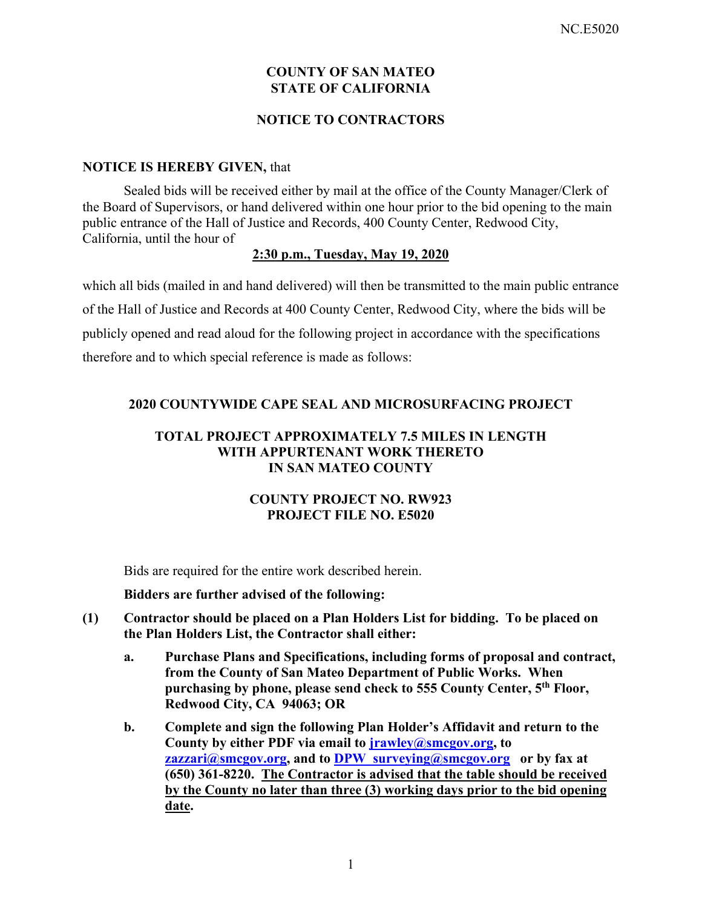# COUNTY OF SAN MATEO
# STATE OF CALIFORNIA

## NOTICE TO CONTRACTORS

**NOTICE IS HEREBY GIVEN,** that

Sealed bids will be received either by mail at the office of the County Manager/Clerk of the Board of Supervisors, or hand delivered within one hour prior to the bid opening to the main public entrance of the Hall of Justice and Records, 400 County Center, Redwood City, California, until the hour of

**2:30 p.m., Tuesday, May 19, 2020**

which all bids (mailed in and hand delivered) will then be transmitted to the main public entrance of the Hall of Justice and Records at 400 County Center, Redwood City, where the bids will be publicly opened and read aloud for the following project in accordance with the specifications therefore and to which special reference is made as follows:

**2020 COUNTYWIDE CAPE SEAL AND MICROSURFACING PROJECT**

**TOTAL PROJECT APPROXIMATELY 7.5 MILES IN LENGTH WITH APPURTENANT WORK THERETO IN SAN MATEO COUNTY**

**COUNTY PROJECT NO. RW923**
**PROJECT FILE NO. E5020**

Bids are required for the entire work described herein.

**Bidders are further advised of the following:**

**(1) Contractor should be placed on a Plan Holders List for bidding. To be placed on the Plan Holders List, the Contractor shall either:**

**a. Purchase Plans and Specifications, including forms of proposal and contract, from the County of San Mateo Department of Public Works. When purchasing by phone, please send check to 555 County Center, 5th Floor, Redwood City, CA 94063; OR**

**b. Complete and sign the following Plan Holder's Affidavit and return to the County by either PDF via email to jrawley@smcgov.org, to zazzari@smcgov.org, and to DPW_surveying@smcgov.org or by fax at (650) 361-8220. The Contractor is advised that the table should be received by the County no later than three (3) working days prior to the bid opening date.**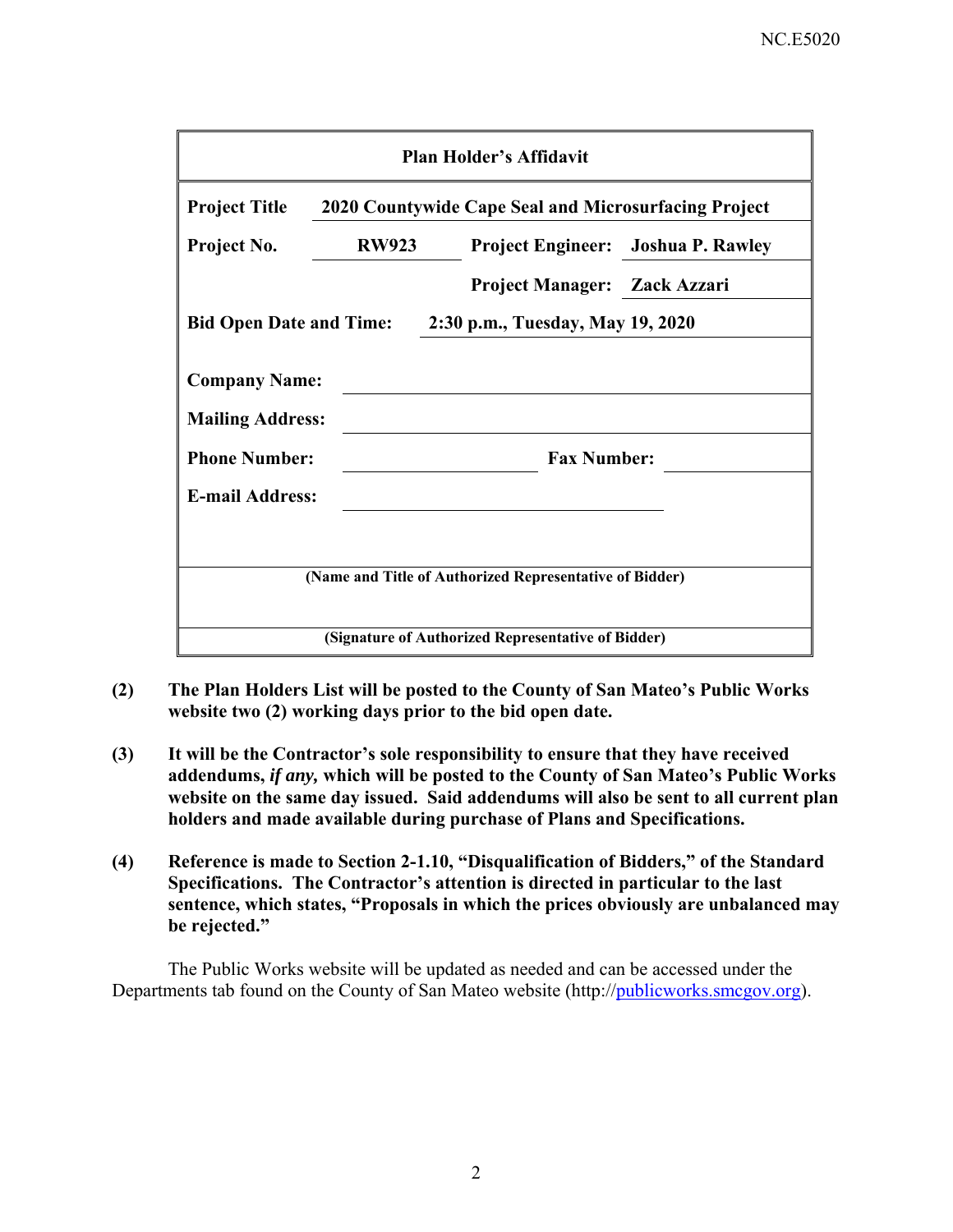| Plan Holder's Affidavit | | | |
|---|---|---|---|
| **Project Title** | **2020 Countywide Cape Seal and Microsurfacing Project** | | |
| **Project No.** | **RW923** | **Project Engineer:** | **Joshua P. Rawley** |
| | | **Project Manager:** | **Zack Azzari** |
| **Bid Open Date and Time:** | **2:30 p.m., Tuesday, May 19, 2020** | | |
| **Company Name:** | | | |
| **Mailing Address:** | | | |
| **Phone Number:** | | **Fax Number:** | |
| **E-mail Address:** | | | |
| **(Name and Title of Authorized Representative of Bidder)** | | | |
| **(Signature of Authorized Representative of Bidder)** | | | |

**(2) The Plan Holders List will be posted to the County of San Mateo's Public Works website two (2) working days prior to the bid open date.**

**(3) It will be the Contractor's sole responsibility to ensure that they have received addendums, *if any,* which will be posted to the County of San Mateo's Public Works website on the same day issued. Said addendums will also be sent to all current plan holders and made available during purchase of Plans and Specifications.**

**(4) Reference is made to Section 2-1.10, "Disqualification of Bidders," of the Standard Specifications. The Contractor's attention is directed in particular to the last sentence, which states, "Proposals in which the prices obviously are unbalanced may be rejected."**

The Public Works website will be updated as needed and can be accessed under the Departments tab found on the County of San Mateo website (http://publicworks.smcgov.org).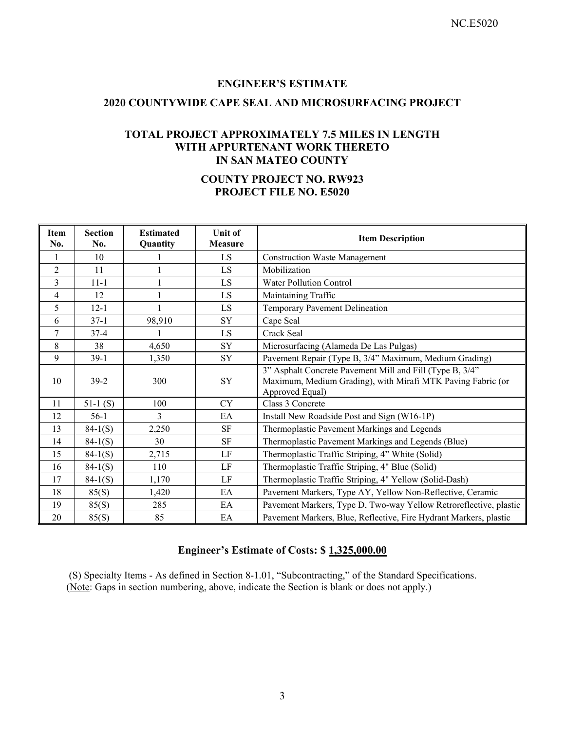# ENGINEER'S ESTIMATE

## 2020 COUNTYWIDE CAPE SEAL AND MICROSURFACING PROJECT

### TOTAL PROJECT APPROXIMATELY 7.5 MILES IN LENGTH WITH APPURTENANT WORK THERETO IN SAN MATEO COUNTY

### COUNTY PROJECT NO. RW923
### PROJECT FILE NO. E5020

| Item No. | Section No. | Estimated Quantity | Unit of Measure | Item Description |
|---|---|---|---|---|
| 1 | 10 | 1 | LS | Construction Waste Management |
| 2 | 11 | 1 | LS | Mobilization |
| 3 | 11-1 | 1 | LS | Water Pollution Control |
| 4 | 12 | 1 | LS | Maintaining Traffic |
| 5 | 12-1 | 1 | LS | Temporary Pavement Delineation |
| 6 | 37-1 | 98,910 | SY | Cape Seal |
| 7 | 37-4 | 1 | LS | Crack Seal |
| 8 | 38 | 4,650 | SY | Microsurfacing (Alameda De Las Pulgas) |
| 9 | 39-1 | 1,350 | SY | Pavement Repair (Type B, 3/4" Maximum, Medium Grading) |
| 10 | 39-2 | 300 | SY | 3" Asphalt Concrete Pavement Mill and Fill (Type B, 3/4" Maximum, Medium Grading), with Mirafi MTK Paving Fabric (or Approved Equal) |
| 11 | 51-1 (S) | 100 | CY | Class 3 Concrete |
| 12 | 56-1 | 3 | EA | Install New Roadside Post and Sign (W16-1P) |
| 13 | 84-1(S) | 2,250 | SF | Thermoplastic Pavement Markings and Legends |
| 14 | 84-1(S) | 30 | SF | Thermoplastic Pavement Markings and Legends (Blue) |
| 15 | 84-1(S) | 2,715 | LF | Thermoplastic Traffic Striping, 4" White (Solid) |
| 16 | 84-1(S) | 110 | LF | Thermoplastic Traffic Striping, 4" Blue (Solid) |
| 17 | 84-1(S) | 1,170 | LF | Thermoplastic Traffic Striping, 4" Yellow (Solid-Dash) |
| 18 | 85(S) | 1,420 | EA | Pavement Markers, Type AY, Yellow Non-Reflective, Ceramic |
| 19 | 85(S) | 285 | EA | Pavement Markers, Type D, Two-way Yellow Retroreflective, plastic |
| 20 | 85(S) | 85 | EA | Pavement Markers, Blue, Reflective, Fire Hydrant Markers, plastic |

**Engineer's Estimate of Costs: $ 1,325,000.00**

(S) Specialty Items - As defined in Section 8-1.01, "Subcontracting," of the Standard Specifications.
(Note: Gaps in section numbering, above, indicate the Section is blank or does not apply.)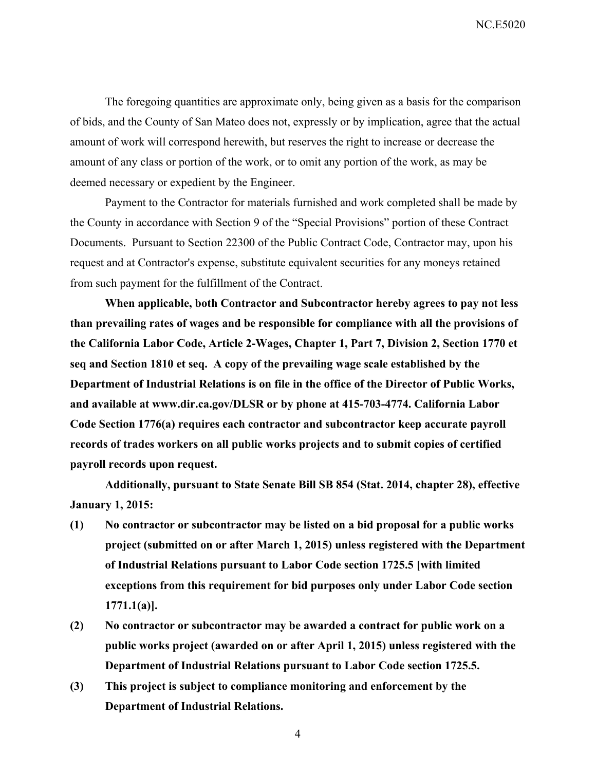The foregoing quantities are approximate only, being given as a basis for the comparison of bids, and the County of San Mateo does not, expressly or by implication, agree that the actual amount of work will correspond herewith, but reserves the right to increase or decrease the amount of any class or portion of the work, or to omit any portion of the work, as may be deemed necessary or expedient by the Engineer.

Payment to the Contractor for materials furnished and work completed shall be made by the County in accordance with Section 9 of the "Special Provisions" portion of these Contract Documents. Pursuant to Section 22300 of the Public Contract Code, Contractor may, upon his request and at Contractor's expense, substitute equivalent securities for any moneys retained from such payment for the fulfillment of the Contract.

**When applicable, both Contractor and Subcontractor hereby agrees to pay not less than prevailing rates of wages and be responsible for compliance with all the provisions of the California Labor Code, Article 2-Wages, Chapter 1, Part 7, Division 2, Section 1770 et seq and Section 1810 et seq. A copy of the prevailing wage scale established by the Department of Industrial Relations is on file in the office of the Director of Public Works, and available at www.dir.ca.gov/DLSR or by phone at 415-703-4774. California Labor Code Section 1776(a) requires each contractor and subcontractor keep accurate payroll records of trades workers on all public works projects and to submit copies of certified payroll records upon request.**

**Additionally, pursuant to State Senate Bill SB 854 (Stat. 2014, chapter 28), effective January 1, 2015:**

**(1) No contractor or subcontractor may be listed on a bid proposal for a public works project (submitted on or after March 1, 2015) unless registered with the Department of Industrial Relations pursuant to Labor Code section 1725.5 [with limited exceptions from this requirement for bid purposes only under Labor Code section 1771.1(a)].**

**(2) No contractor or subcontractor may be awarded a contract for public work on a public works project (awarded on or after April 1, 2015) unless registered with the Department of Industrial Relations pursuant to Labor Code section 1725.5.**

**(3) This project is subject to compliance monitoring and enforcement by the Department of Industrial Relations.**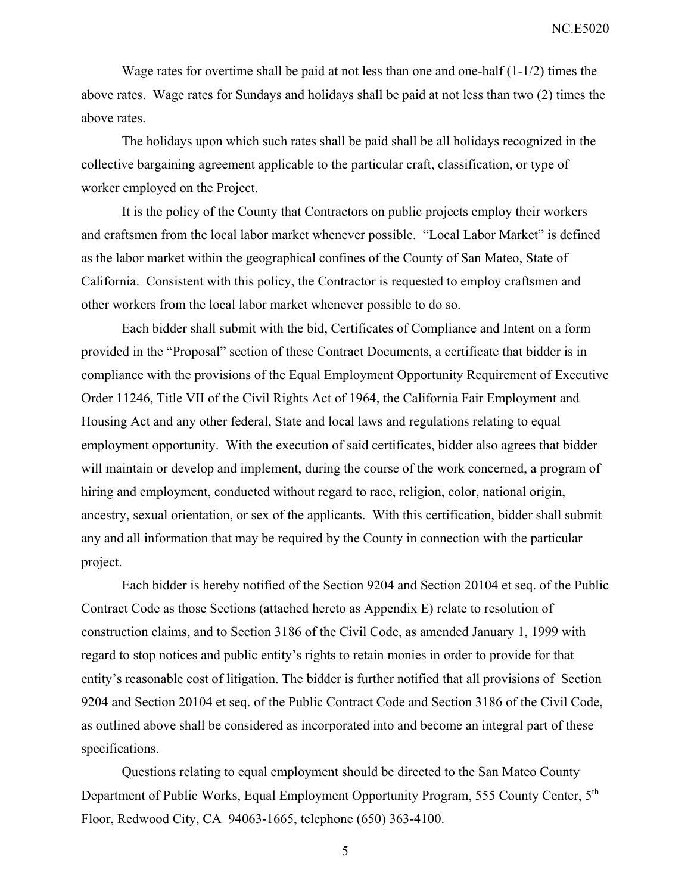Wage rates for overtime shall be paid at not less than one and one-half (1-1/2) times the above rates. Wage rates for Sundays and holidays shall be paid at not less than two (2) times the above rates.

The holidays upon which such rates shall be paid shall be all holidays recognized in the collective bargaining agreement applicable to the particular craft, classification, or type of worker employed on the Project.

It is the policy of the County that Contractors on public projects employ their workers and craftsmen from the local labor market whenever possible. "Local Labor Market" is defined as the labor market within the geographical confines of the County of San Mateo, State of California. Consistent with this policy, the Contractor is requested to employ craftsmen and other workers from the local labor market whenever possible to do so.

Each bidder shall submit with the bid, Certificates of Compliance and Intent on a form provided in the "Proposal" section of these Contract Documents, a certificate that bidder is in compliance with the provisions of the Equal Employment Opportunity Requirement of Executive Order 11246, Title VII of the Civil Rights Act of 1964, the California Fair Employment and Housing Act and any other federal, State and local laws and regulations relating to equal employment opportunity. With the execution of said certificates, bidder also agrees that bidder will maintain or develop and implement, during the course of the work concerned, a program of hiring and employment, conducted without regard to race, religion, color, national origin, ancestry, sexual orientation, or sex of the applicants. With this certification, bidder shall submit any and all information that may be required by the County in connection with the particular project.

Each bidder is hereby notified of the Section 9204 and Section 20104 et seq. of the Public Contract Code as those Sections (attached hereto as Appendix E) relate to resolution of construction claims, and to Section 3186 of the Civil Code, as amended January 1, 1999 with regard to stop notices and public entity's rights to retain monies in order to provide for that entity's reasonable cost of litigation. The bidder is further notified that all provisions of Section 9204 and Section 20104 et seq. of the Public Contract Code and Section 3186 of the Civil Code, as outlined above shall be considered as incorporated into and become an integral part of these specifications.

Questions relating to equal employment should be directed to the San Mateo County Department of Public Works, Equal Employment Opportunity Program, 555 County Center, 5th Floor, Redwood City, CA 94063-1665, telephone (650) 363-4100.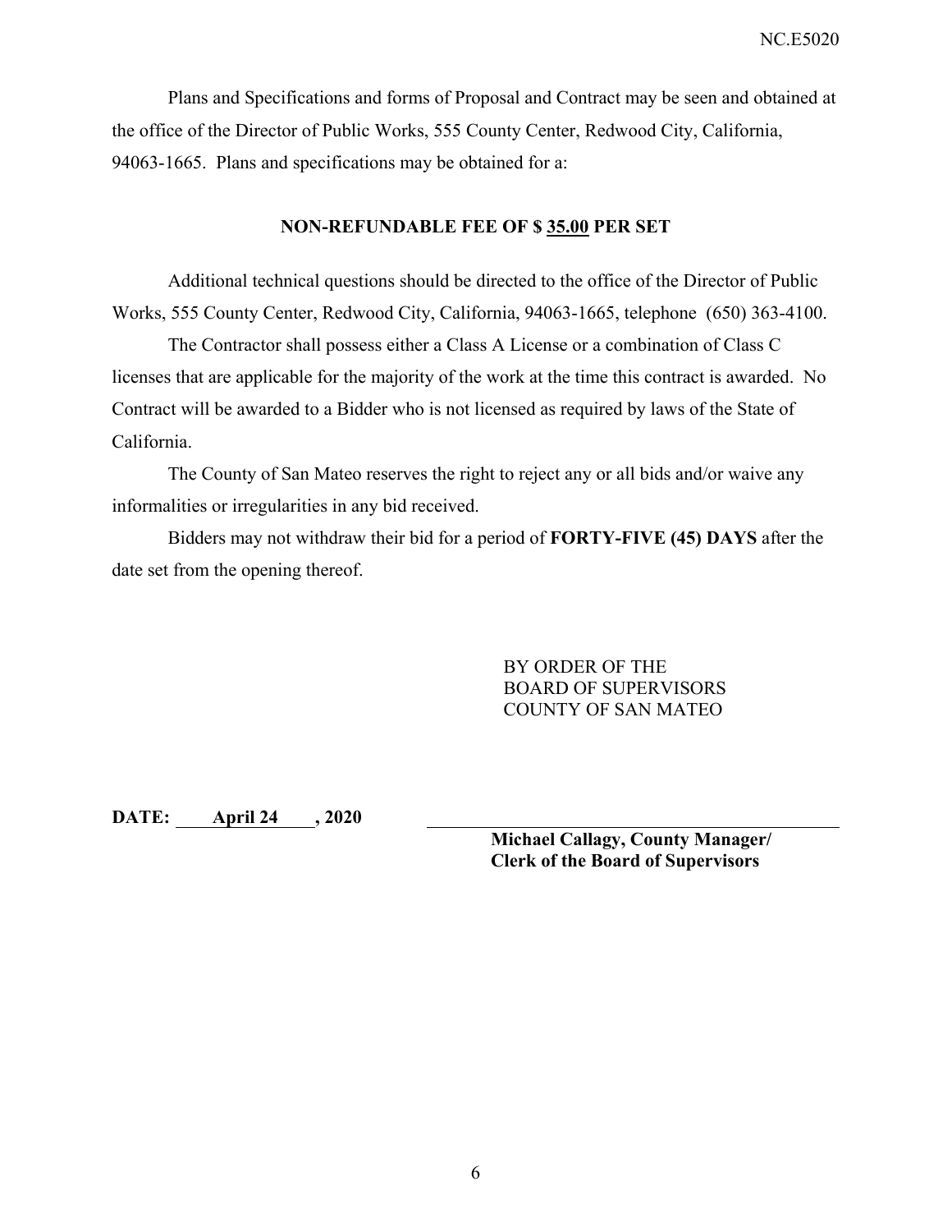Plans and Specifications and forms of Proposal and Contract may be seen and obtained at the office of the Director of Public Works, 555 County Center, Redwood City, California, 94063-1665. Plans and specifications may be obtained for a:

**NON-REFUNDABLE FEE OF $ 35.00 PER SET**

Additional technical questions should be directed to the office of the Director of Public Works, 555 County Center, Redwood City, California, 94063-1665, telephone (650) 363-4100.

The Contractor shall possess either a Class A License or a combination of Class C licenses that are applicable for the majority of the work at the time this contract is awarded. No Contract will be awarded to a Bidder who is not licensed as required by laws of the State of California.

The County of San Mateo reserves the right to reject any or all bids and/or waive any informalities or irregularities in any bid received.

Bidders may not withdraw their bid for a period of **FORTY-FIVE (45) DAYS** after the date set from the opening thereof.

BY ORDER OF THE
BOARD OF SUPERVISORS
COUNTY OF SAN MATEO

**DATE: April 24 , 2020**

**Michael Callagy, County Manager/**
**Clerk of the Board of Supervisors**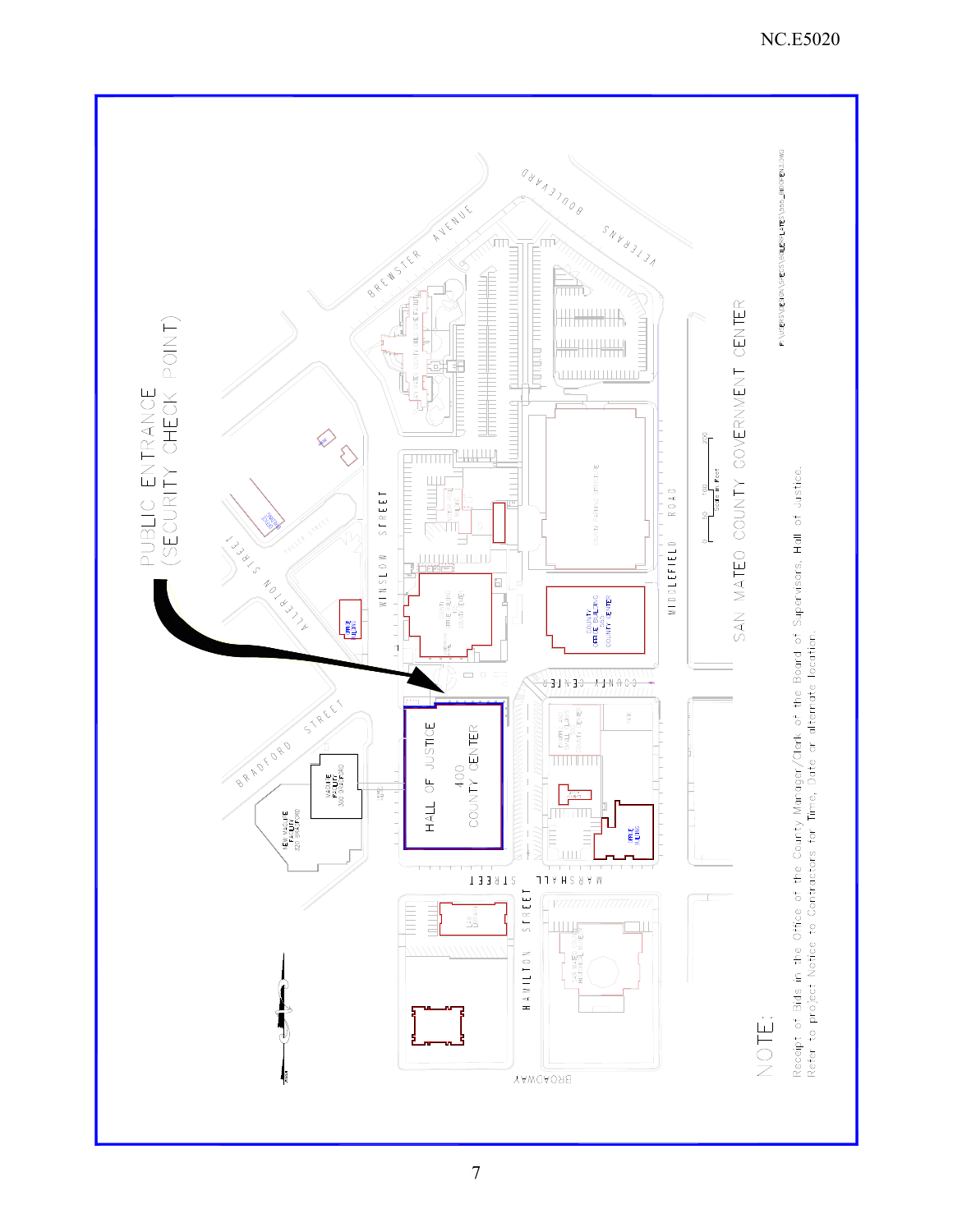PUBLIC ENTRANCE
(SECURITY CHECK POINT)

HALL OF JUSTICE
400
COUNTY CENTER

SAN MATEO COUNTY GOVERNMENT CENTER

BREWSTER AVENUE

VETERANS BOULEVARD

WINSLOW STREET

MIDDLEFIELD ROAD

ALLERTON STREET

BRADFORD STREET

MARSHALL STREET

HAMILTON STREET

BROADWAY

COUNTY CENTER

NOTE:

Receipt of Bids in the Office of the County Manager/Clerk of the Board of Supervisors, Hall of Justice.
Refer to project Notice to Contractors for Time, Date or alternate location.